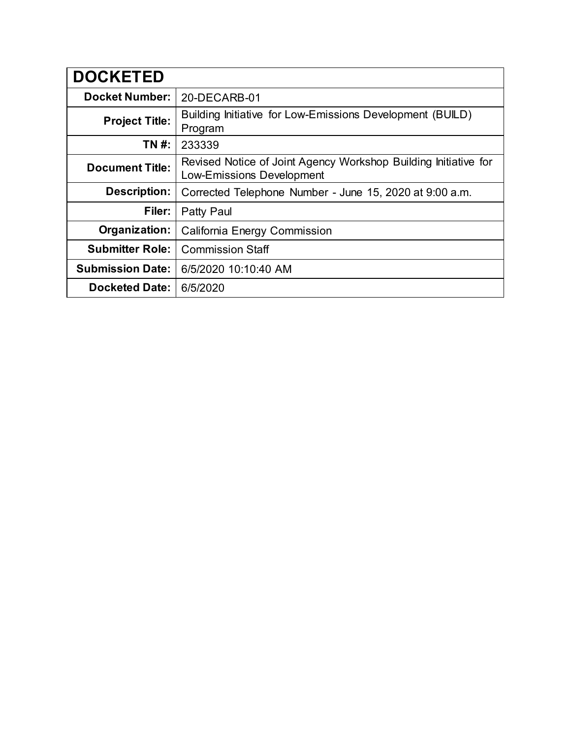| DOCKETED | |
|---|---|
| **Docket Number:** | 20-DECARB-01 |
| **Project Title:** | Building Initiative for Low-Emissions Development (BUILD) Program |
| **TN #:** | 233339 |
| **Document Title:** | Revised Notice of Joint Agency Workshop Building Initiative for Low-Emissions Development |
| **Description:** | Corrected Telephone Number - June 15, 2020 at 9:00 a.m. |
| **Filer:** | Patty Paul |
| **Organization:** | California Energy Commission |
| **Submitter Role:** | Commission Staff |
| **Submission Date:** | 6/5/2020 10:10:40 AM |
| **Docketed Date:** | 6/5/2020 |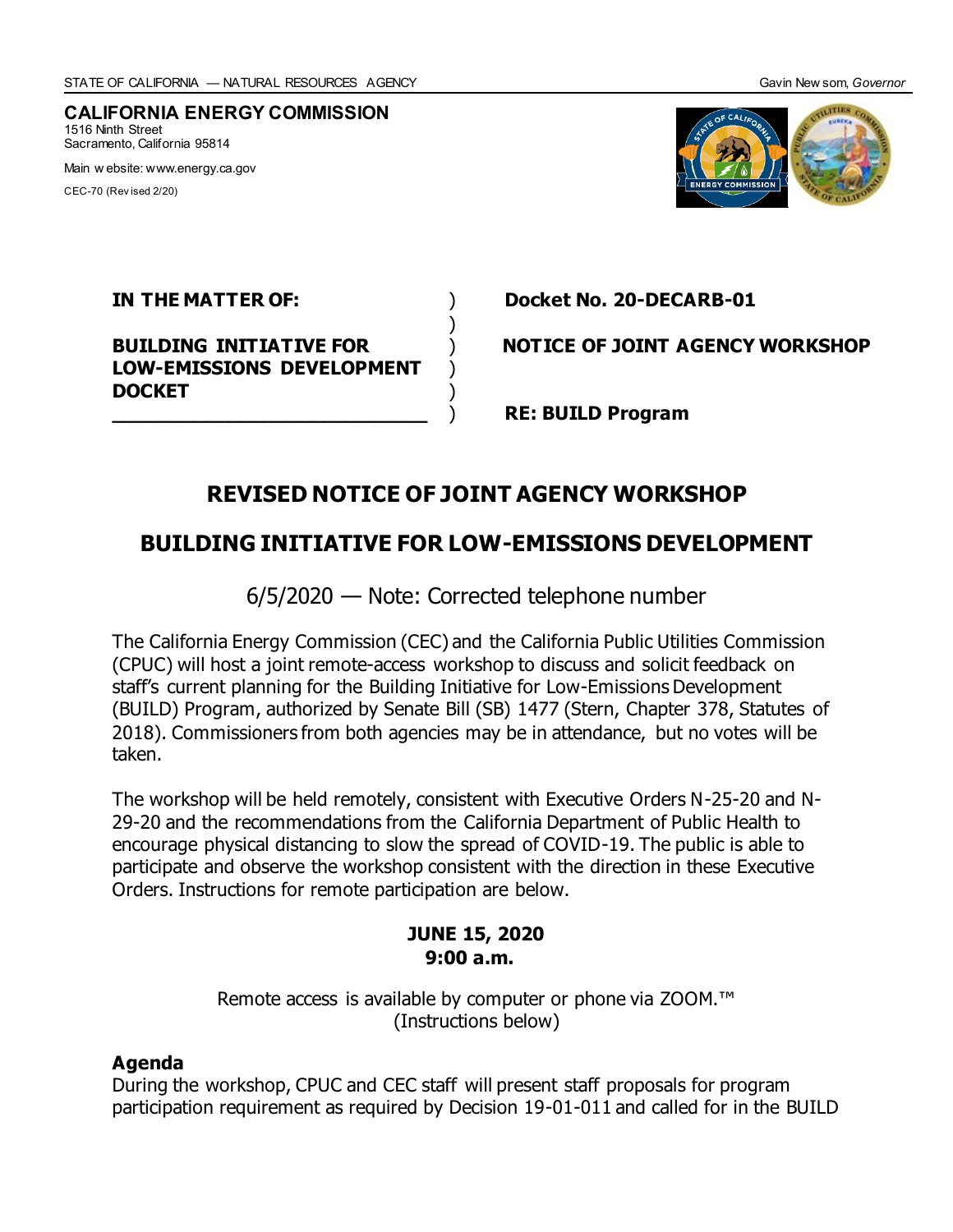STATE OF CALIFORNIA — NATURAL RESOURCES AGENCY Gavin Newsom, *Governor*

**CALIFORNIA ENERGY COMMISSION**
1516 Ninth Street
Sacramento, California 95814

Main website: www.energy.ca.gov

CEC-70 (Revised 2/20)

| **IN THE MATTER OF:** | ) | **Docket No. 20-DECARB-01** |
|---|---|---|
| | ) | |
| **BUILDING INITIATIVE FOR LOW-EMISSIONS DEVELOPMENT DOCKET** | ) | **NOTICE OF JOINT AGENCY WORKSHOP** |
| | ) | **RE: BUILD Program** |

# REVISED NOTICE OF JOINT AGENCY WORKSHOP

# BUILDING INITIATIVE FOR LOW-EMISSIONS DEVELOPMENT

6/5/2020 — Note: Corrected telephone number

The California Energy Commission (CEC) and the California Public Utilities Commission (CPUC) will host a joint remote-access workshop to discuss and solicit feedback on staff's current planning for the Building Initiative for Low-Emissions Development (BUILD) Program, authorized by Senate Bill (SB) 1477 (Stern, Chapter 378, Statutes of 2018). Commissioners from both agencies may be in attendance, but no votes will be taken.

The workshop will be held remotely, consistent with Executive Orders N-25-20 and N-29-20 and the recommendations from the California Department of Public Health to encourage physical distancing to slow the spread of COVID-19. The public is able to participate and observe the workshop consistent with the direction in these Executive Orders. Instructions for remote participation are below.

**JUNE 15, 2020**
**9:00 a.m.**

Remote access is available by computer or phone via ZOOM.™
(Instructions below)

## Agenda

During the workshop, CPUC and CEC staff will present staff proposals for program participation requirement as required by Decision 19-01-011 and called for in the BUILD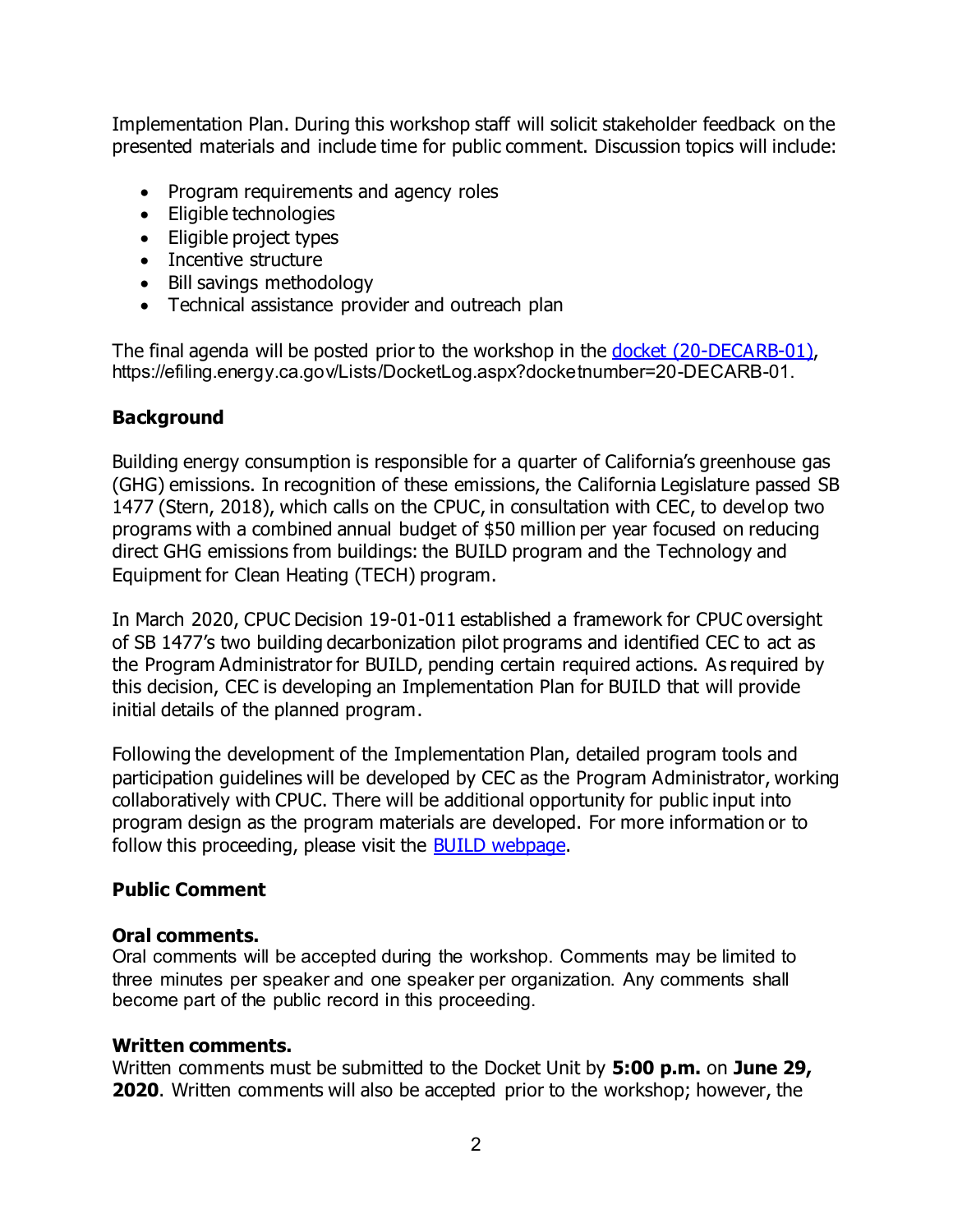Implementation Plan. During this workshop staff will solicit stakeholder feedback on the presented materials and include time for public comment. Discussion topics will include:

- Program requirements and agency roles
- Eligible technologies
- Eligible project types
- Incentive structure
- Bill savings methodology
- Technical assistance provider and outreach plan

The final agenda will be posted prior to the workshop in the [docket (20-DECARB-01)](https://efiling.energy.ca.gov/Lists/DocketLog.aspx?docketnumber=20-DECARB-01), https://efiling.energy.ca.gov/Lists/DocketLog.aspx?docketnumber=20-DECARB-01.

## Background

Building energy consumption is responsible for a quarter of California's greenhouse gas (GHG) emissions. In recognition of these emissions, the California Legislature passed SB 1477 (Stern, 2018), which calls on the CPUC, in consultation with CEC, to develop two programs with a combined annual budget of $50 million per year focused on reducing direct GHG emissions from buildings: the BUILD program and the Technology and Equipment for Clean Heating (TECH) program.

In March 2020, CPUC Decision 19-01-011 established a framework for CPUC oversight of SB 1477's two building decarbonization pilot programs and identified CEC to act as the Program Administrator for BUILD, pending certain required actions. As required by this decision, CEC is developing an Implementation Plan for BUILD that will provide initial details of the planned program.

Following the development of the Implementation Plan, detailed program tools and participation guidelines will be developed by CEC as the Program Administrator, working collaboratively with CPUC. There will be additional opportunity for public input into program design as the program materials are developed. For more information or to follow this proceeding, please visit the BUILD webpage.

## Public Comment

### Oral comments.

Oral comments will be accepted during the workshop. Comments may be limited to three minutes per speaker and one speaker per organization. Any comments shall become part of the public record in this proceeding.

### Written comments.

Written comments must be submitted to the Docket Unit by **5:00 p.m.** on **June 29, 2020**. Written comments will also be accepted prior to the workshop; however, the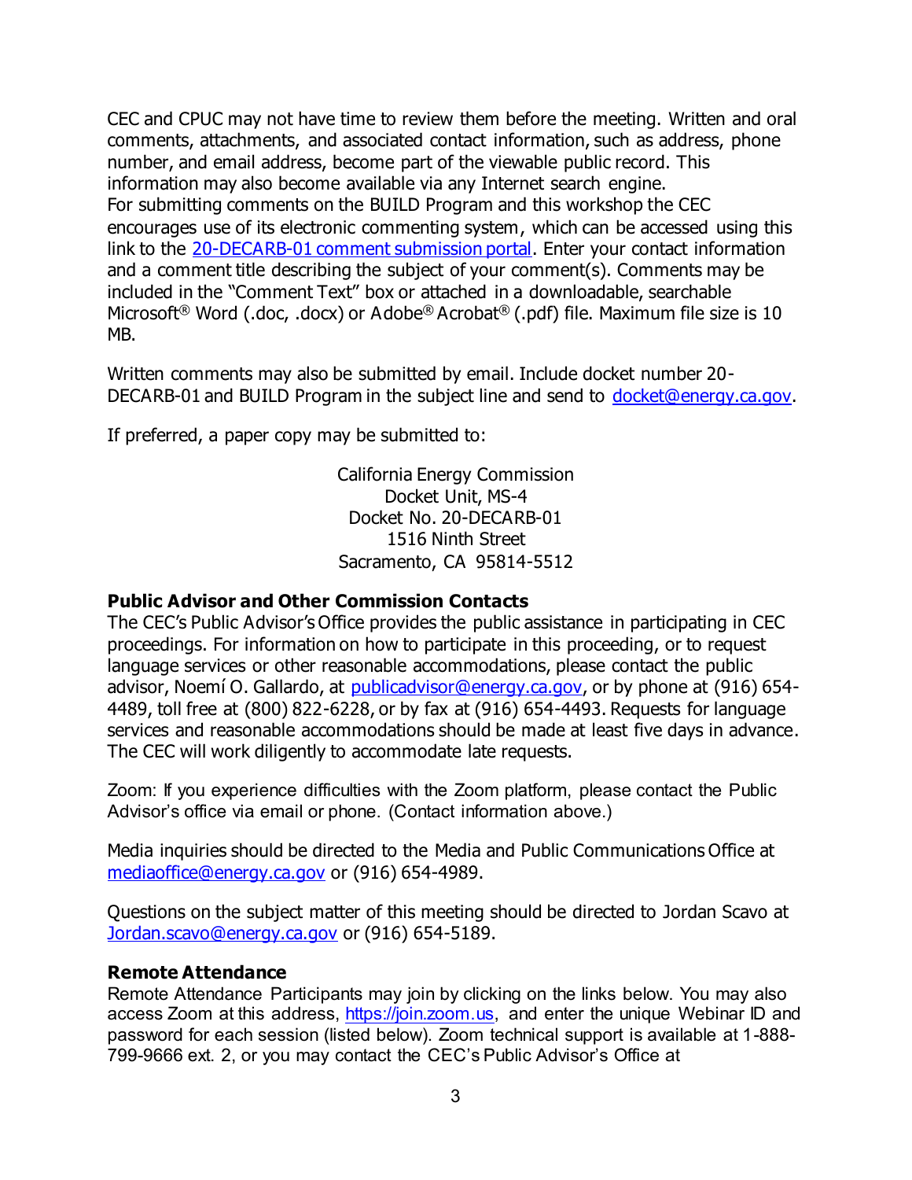CEC and CPUC may not have time to review them before the meeting. Written and oral comments, attachments, and associated contact information, such as address, phone number, and email address, become part of the viewable public record. This information may also become available via any Internet search engine.
For submitting comments on the BUILD Program and this workshop the CEC encourages use of its electronic commenting system, which can be accessed using this link to the 20-DECARB-01 comment submission portal. Enter your contact information and a comment title describing the subject of your comment(s). Comments may be included in the "Comment Text" box or attached in a downloadable, searchable Microsoft® Word (.doc, .docx) or Adobe® Acrobat® (.pdf) file. Maximum file size is 10 MB.

Written comments may also be submitted by email. Include docket number 20-DECARB-01 and BUILD Program in the subject line and send to docket@energy.ca.gov.

If preferred, a paper copy may be submitted to:

California Energy Commission
Docket Unit, MS-4
Docket No. 20-DECARB-01
1516 Ninth Street
Sacramento, CA 95814-5512

**Public Advisor and Other Commission Contacts**

The CEC's Public Advisor's Office provides the public assistance in participating in CEC proceedings. For information on how to participate in this proceeding, or to request language services or other reasonable accommodations, please contact the public advisor, Noemí O. Gallardo, at publicadvisor@energy.ca.gov, or by phone at (916) 654-4489, toll free at (800) 822-6228, or by fax at (916) 654-4493. Requests for language services and reasonable accommodations should be made at least five days in advance. The CEC will work diligently to accommodate late requests.

Zoom: If you experience difficulties with the Zoom platform, please contact the Public Advisor's office via email or phone. (Contact information above.)

Media inquiries should be directed to the Media and Public Communications Office at mediaoffice@energy.ca.gov or (916) 654-4989.

Questions on the subject matter of this meeting should be directed to Jordan Scavo at Jordan.scavo@energy.ca.gov or (916) 654-5189.

**Remote Attendance**

Remote Attendance Participants may join by clicking on the links below. You may also access Zoom at this address, https://join.zoom.us, and enter the unique Webinar ID and password for each session (listed below). Zoom technical support is available at 1-888-799-9666 ext. 2, or you may contact the CEC's Public Advisor's Office at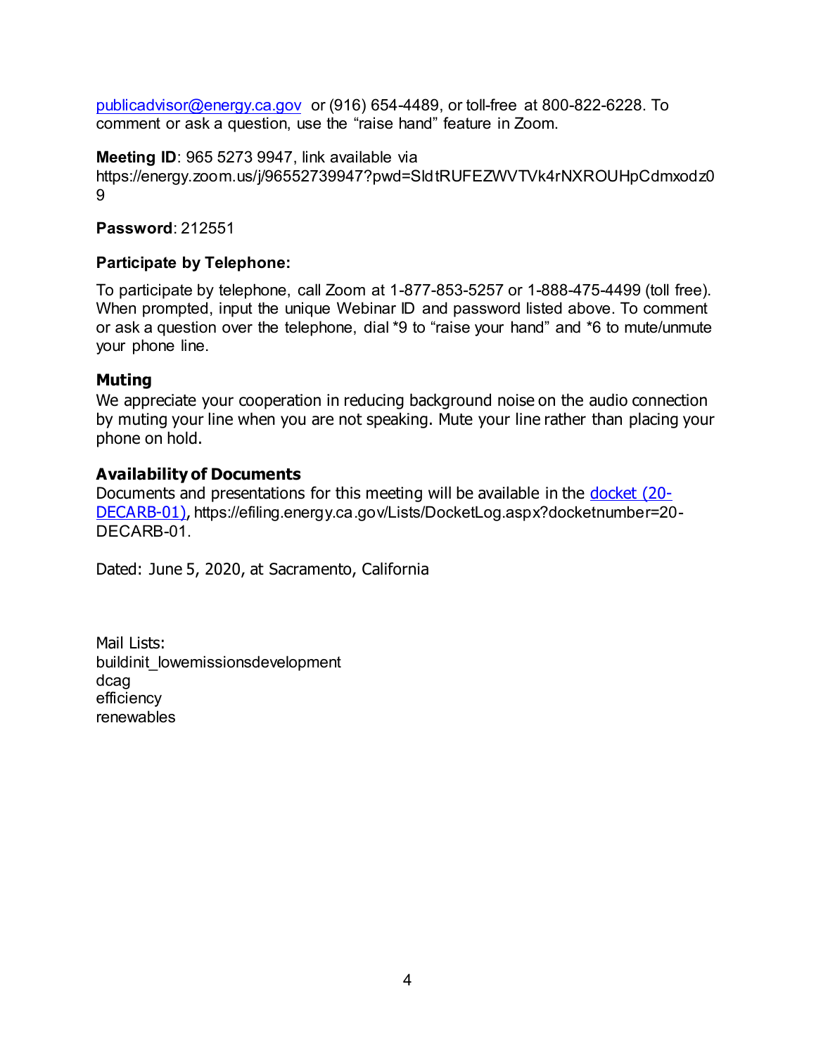publicadvisor@energy.ca.gov or (916) 654-4489, or toll-free at 800-822-6228. To comment or ask a question, use the "raise hand" feature in Zoom.

**Meeting ID**: 965 5273 9947, link available via https://energy.zoom.us/j/96552739947?pwd=SldtRUFEZWVTVk4rNXROUHpCdmxodz09

**Password**: 212551

### Participate by Telephone:

To participate by telephone, call Zoom at 1-877-853-5257 or 1-888-475-4499 (toll free). When prompted, input the unique Webinar ID and password listed above. To comment or ask a question over the telephone, dial *9 to "raise your hand" and *6 to mute/unmute your phone line.

### Muting

We appreciate your cooperation in reducing background noise on the audio connection by muting your line when you are not speaking. Mute your line rather than placing your phone on hold.

### Availability of Documents

Documents and presentations for this meeting will be available in the docket (20-DECARB-01), https://efiling.energy.ca.gov/Lists/DocketLog.aspx?docketnumber=20-DECARB-01.

Dated: June 5, 2020, at Sacramento, California

Mail Lists:
buildinit_lowemissionsdevelopment
dcag
efficiency
renewables